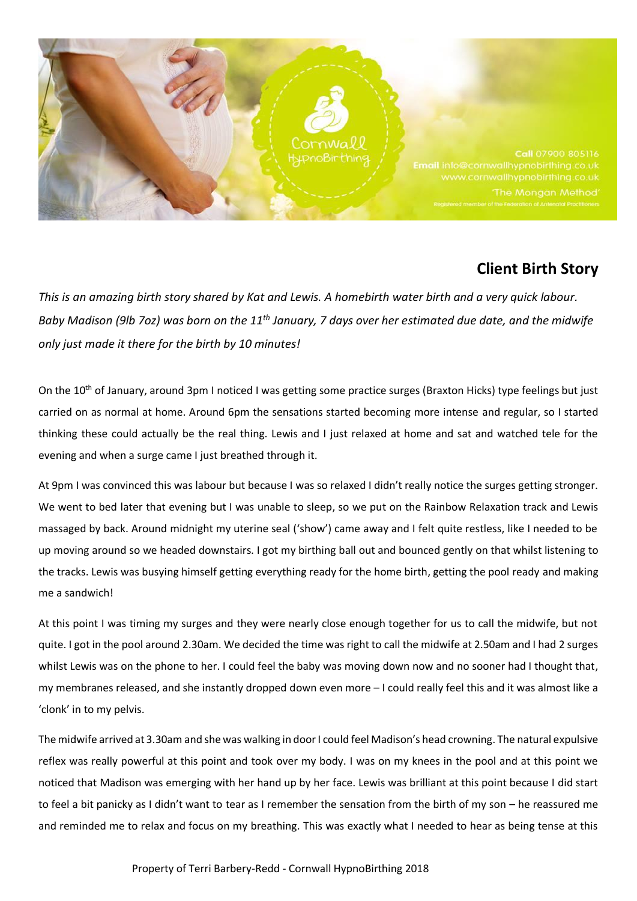Cornwall HypnoBirthing

Call 07900 805116
Email info@cornwallhypnobirthing.co.uk
www.cornwallhypnobirthing.co.uk
'The Mongan Method'
Registered member of the Federation of Antenatal Practitioners

## Client Birth Story

*This is an amazing birth story shared by Kat and Lewis. A homebirth water birth and a very quick labour. Baby Madison (9lb 7oz) was born on the 11th January, 7 days over her estimated due date, and the midwife only just made it there for the birth by 10 minutes!*

On the 10th of January, around 3pm I noticed I was getting some practice surges (Braxton Hicks) type feelings but just carried on as normal at home. Around 6pm the sensations started becoming more intense and regular, so I started thinking these could actually be the real thing. Lewis and I just relaxed at home and sat and watched tele for the evening and when a surge came I just breathed through it.

At 9pm I was convinced this was labour but because I was so relaxed I didn't really notice the surges getting stronger. We went to bed later that evening but I was unable to sleep, so we put on the Rainbow Relaxation track and Lewis massaged by back. Around midnight my uterine seal ('show') came away and I felt quite restless, like I needed to be up moving around so we headed downstairs. I got my birthing ball out and bounced gently on that whilst listening to the tracks. Lewis was busying himself getting everything ready for the home birth, getting the pool ready and making me a sandwich!

At this point I was timing my surges and they were nearly close enough together for us to call the midwife, but not quite. I got in the pool around 2.30am. We decided the time was right to call the midwife at 2.50am and I had 2 surges whilst Lewis was on the phone to her. I could feel the baby was moving down now and no sooner had I thought that, my membranes released, and she instantly dropped down even more – I could really feel this and it was almost like a 'clonk' in to my pelvis.

The midwife arrived at 3.30am and she was walking in door I could feel Madison's head crowning. The natural expulsive reflex was really powerful at this point and took over my body. I was on my knees in the pool and at this point we noticed that Madison was emerging with her hand up by her face. Lewis was brilliant at this point because I did start to feel a bit panicky as I didn't want to tear as I remember the sensation from the birth of my son – he reassured me and reminded me to relax and focus on my breathing. This was exactly what I needed to hear as being tense at this

Property of Terri Barbery-Redd - Cornwall HypnoBirthing 2018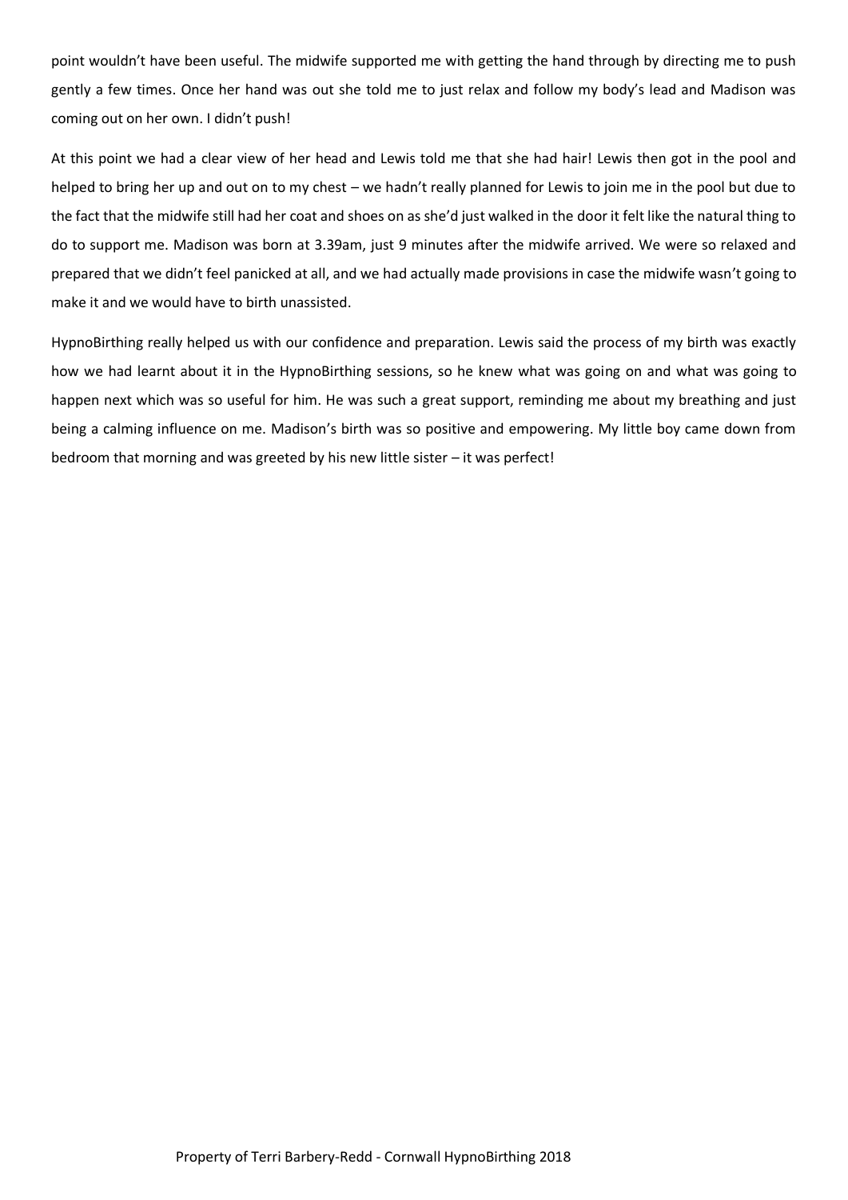point wouldn't have been useful. The midwife supported me with getting the hand through by directing me to push gently a few times. Once her hand was out she told me to just relax and follow my body's lead and Madison was coming out on her own. I didn't push!

At this point we had a clear view of her head and Lewis told me that she had hair! Lewis then got in the pool and helped to bring her up and out on to my chest – we hadn't really planned for Lewis to join me in the pool but due to the fact that the midwife still had her coat and shoes on as she'd just walked in the door it felt like the natural thing to do to support me. Madison was born at 3.39am, just 9 minutes after the midwife arrived. We were so relaxed and prepared that we didn't feel panicked at all, and we had actually made provisions in case the midwife wasn't going to make it and we would have to birth unassisted.

HypnoBirthing really helped us with our confidence and preparation. Lewis said the process of my birth was exactly how we had learnt about it in the HypnoBirthing sessions, so he knew what was going on and what was going to happen next which was so useful for him. He was such a great support, reminding me about my breathing and just being a calming influence on me. Madison's birth was so positive and empowering. My little boy came down from bedroom that morning and was greeted by his new little sister – it was perfect!